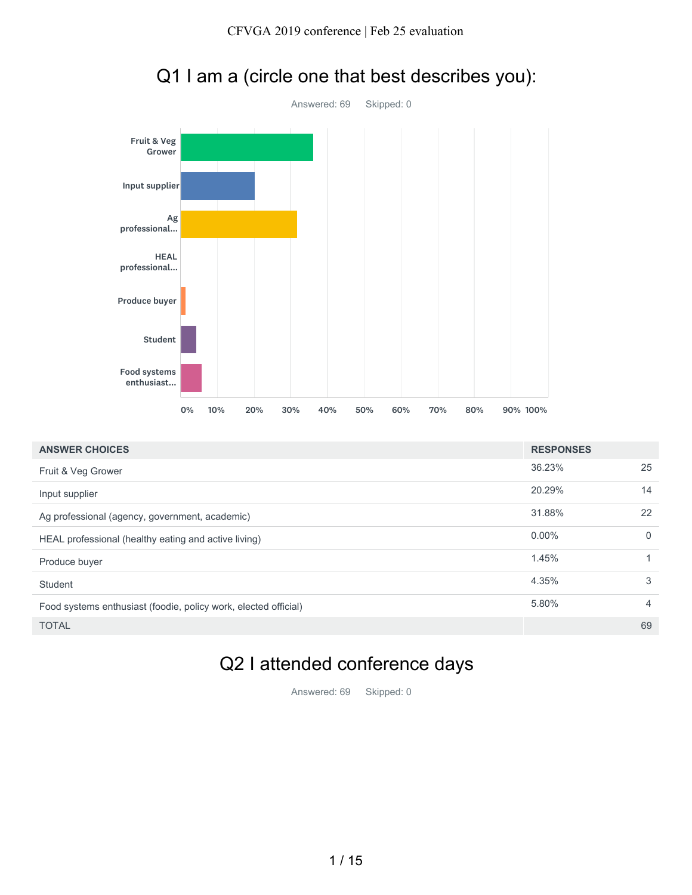# Q1 I am a (circle one that best describes you):

Answered: 69 Skipped: 0

| ANSWER CHOICES | RESPONSES | |
|---|---|---|
| Fruit & Veg Grower | 36.23% | 25 |
| Input supplier | 20.29% | 14 |
| Ag professional (agency, government, academic) | 31.88% | 22 |
| HEAL professional (healthy eating and active living) | 0.00% | 0 |
| Produce buyer | 1.45% | 1 |
| Student | 4.35% | 3 |
| Food systems enthusiast (foodie, policy work, elected official) | 5.80% | 4 |
| TOTAL | | 69 |

# Q2 I attended conference days

Answered: 69 Skipped: 0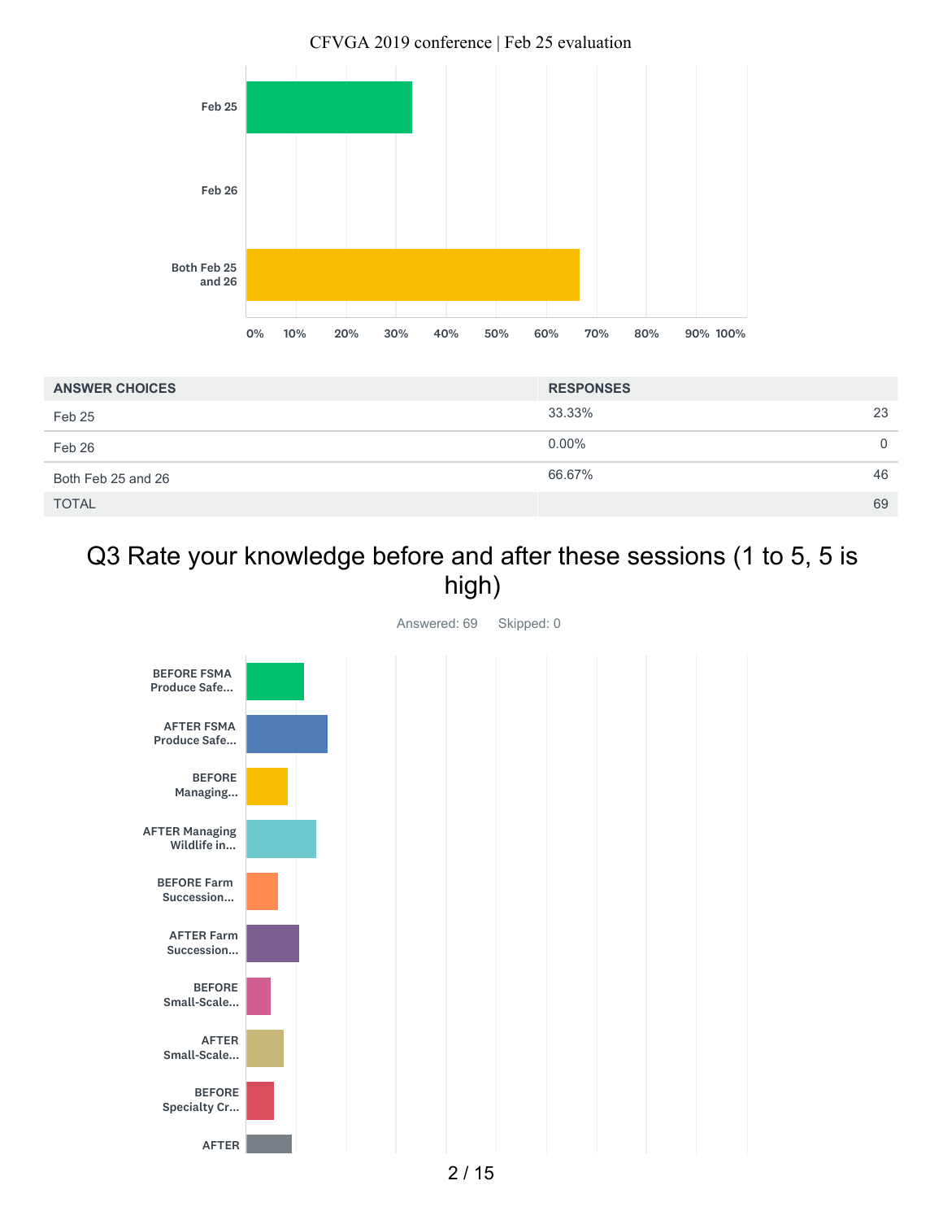| ANSWER CHOICES | RESPONSES | |
|---|---|---|
| Feb 25 | 33.33% | 23 |
| Feb 26 | 0.00% | 0 |
| Both Feb 25 and 26 | 66.67% | 46 |
| TOTAL | | 69 |

## Q3 Rate your knowledge before and after these sessions (1 to 5, 5 is high)

Answered: 69 Skipped: 0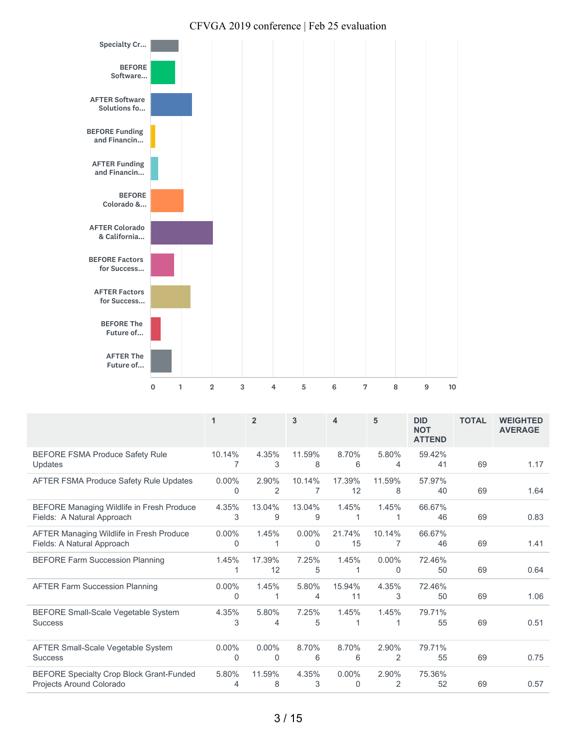|  | 1 | 2 | 3 | 4 | 5 | DID NOT ATTEND | TOTAL | WEIGHTED AVERAGE |
|---|---|---|---|---|---|---|---|---|
| BEFORE FSMA Produce Safety Rule Updates | 10.14% 7 | 4.35% 3 | 11.59% 8 | 8.70% 6 | 5.80% 4 | 59.42% 41 | 69 | 1.17 |
| AFTER FSMA Produce Safety Rule Updates | 0.00% 0 | 2.90% 2 | 10.14% 7 | 17.39% 12 | 11.59% 8 | 57.97% 40 | 69 | 1.64 |
| BEFORE Managing Wildlife in Fresh Produce Fields: A Natural Approach | 4.35% 3 | 13.04% 9 | 13.04% 9 | 1.45% 1 | 1.45% 1 | 66.67% 46 | 69 | 0.83 |
| AFTER Managing Wildlife in Fresh Produce Fields: A Natural Approach | 0.00% 0 | 1.45% 1 | 0.00% 0 | 21.74% 15 | 10.14% 7 | 66.67% 46 | 69 | 1.41 |
| BEFORE Farm Succession Planning | 1.45% 1 | 17.39% 12 | 7.25% 5 | 1.45% 1 | 0.00% 0 | 72.46% 50 | 69 | 0.64 |
| AFTER Farm Succession Planning | 0.00% 0 | 1.45% 1 | 5.80% 4 | 15.94% 11 | 4.35% 3 | 72.46% 50 | 69 | 1.06 |
| BEFORE Small-Scale Vegetable System Success | 4.35% 3 | 5.80% 4 | 7.25% 5 | 1.45% 1 | 1.45% 1 | 79.71% 55 | 69 | 0.51 |
| AFTER Small-Scale Vegetable System Success | 0.00% 0 | 0.00% 0 | 8.70% 6 | 8.70% 6 | 2.90% 2 | 79.71% 55 | 69 | 0.75 |
| BEFORE Specialty Crop Block Grant-Funded Projects Around Colorado | 5.80% 4 | 11.59% 8 | 4.35% 3 | 0.00% 0 | 2.90% 2 | 75.36% 52 | 69 | 0.57 |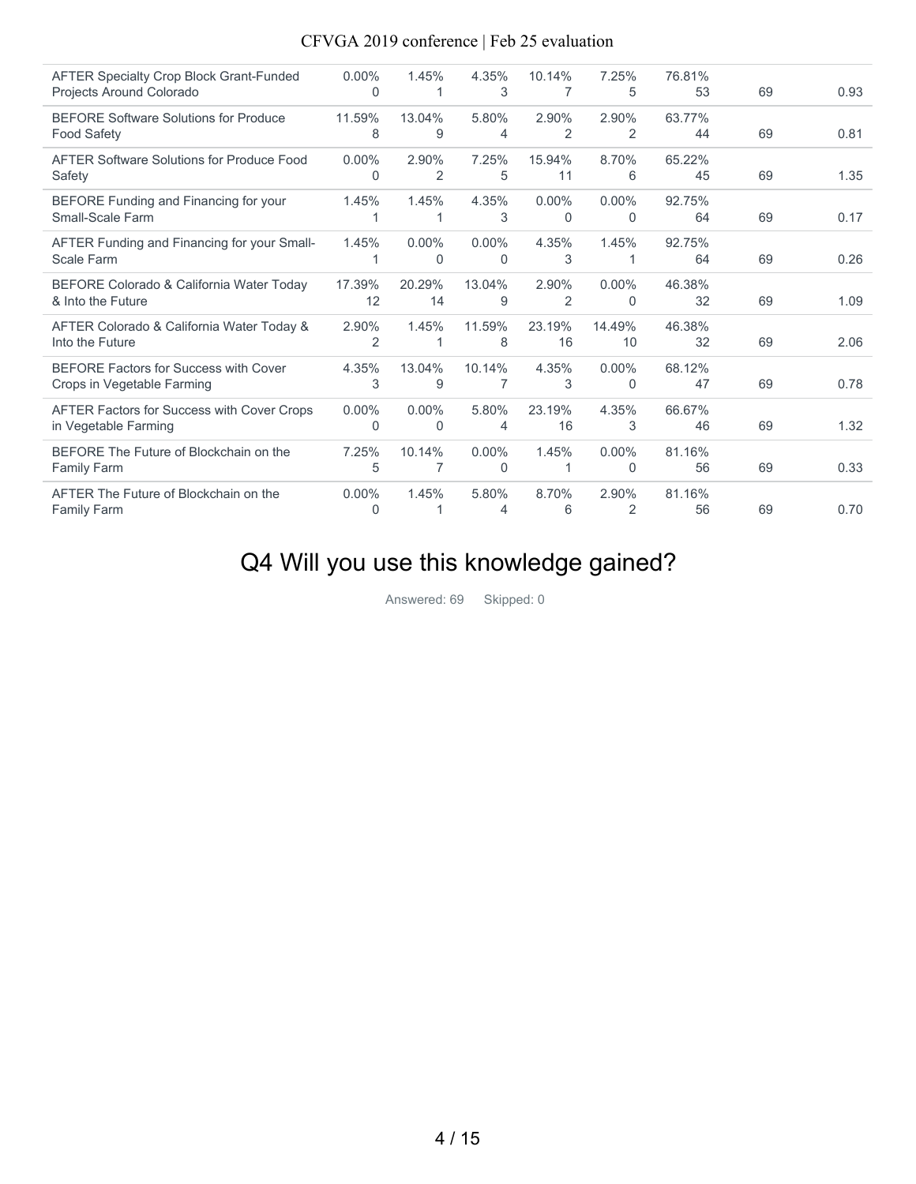| | | | | | | | | |
|---|---|---|---|---|---|---|---|---|
| AFTER Specialty Crop Block Grant-Funded Projects Around Colorado | 0.00%<br>0 | 1.45%<br>1 | 4.35%<br>3 | 10.14%<br>7 | 7.25%<br>5 | 76.81%<br>53 | 69 | 0.93 |
| BEFORE Software Solutions for Produce Food Safety | 11.59%<br>8 | 13.04%<br>9 | 5.80%<br>4 | 2.90%<br>2 | 2.90%<br>2 | 63.77%<br>44 | 69 | 0.81 |
| AFTER Software Solutions for Produce Food Safety | 0.00%<br>0 | 2.90%<br>2 | 7.25%<br>5 | 15.94%<br>11 | 8.70%<br>6 | 65.22%<br>45 | 69 | 1.35 |
| BEFORE Funding and Financing for your Small-Scale Farm | 1.45%<br>1 | 1.45%<br>1 | 4.35%<br>3 | 0.00%<br>0 | 0.00%<br>0 | 92.75%<br>64 | 69 | 0.17 |
| AFTER Funding and Financing for your Small-Scale Farm | 1.45%<br>1 | 0.00%<br>0 | 0.00%<br>0 | 4.35%<br>3 | 1.45%<br>1 | 92.75%<br>64 | 69 | 0.26 |
| BEFORE Colorado & California Water Today & Into the Future | 17.39%<br>12 | 20.29%<br>14 | 13.04%<br>9 | 2.90%<br>2 | 0.00%<br>0 | 46.38%<br>32 | 69 | 1.09 |
| AFTER Colorado & California Water Today & Into the Future | 2.90%<br>2 | 1.45%<br>1 | 11.59%<br>8 | 23.19%<br>16 | 14.49%<br>10 | 46.38%<br>32 | 69 | 2.06 |
| BEFORE Factors for Success with Cover Crops in Vegetable Farming | 4.35%<br>3 | 13.04%<br>9 | 10.14%<br>7 | 4.35%<br>3 | 0.00%<br>0 | 68.12%<br>47 | 69 | 0.78 |
| AFTER Factors for Success with Cover Crops in Vegetable Farming | 0.00%<br>0 | 0.00%<br>0 | 5.80%<br>4 | 23.19%<br>16 | 4.35%<br>3 | 66.67%<br>46 | 69 | 1.32 |
| BEFORE The Future of Blockchain on the Family Farm | 7.25%<br>5 | 10.14%<br>7 | 0.00%<br>0 | 1.45%<br>1 | 0.00%<br>0 | 81.16%<br>56 | 69 | 0.33 |
| AFTER The Future of Blockchain on the Family Farm | 0.00%<br>0 | 1.45%<br>1 | 5.80%<br>4 | 8.70%<br>6 | 2.90%<br>2 | 81.16%<br>56 | 69 | 0.70 |

# Q4 Will you use this knowledge gained?

Answered: 69 Skipped: 0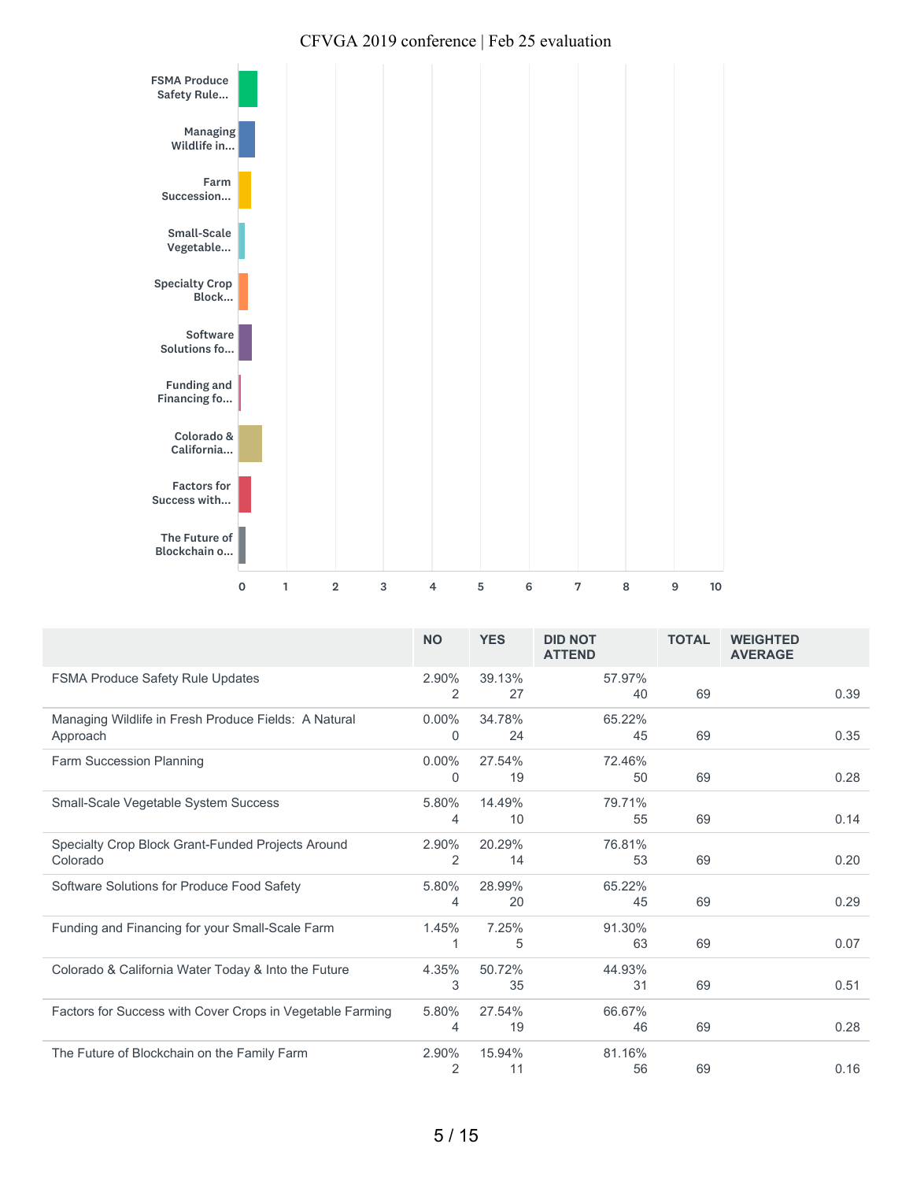CFVGA 2019 conference | Feb 25 evaluation

| | NO | YES | DID NOT ATTEND | TOTAL | WEIGHTED AVERAGE |
|---|---|---|---|---|---|
| FSMA Produce Safety Rule Updates | 2.90% 2 | 39.13% 27 | 57.97% 40 | 69 | 0.39 |
| Managing Wildlife in Fresh Produce Fields: A Natural Approach | 0.00% 0 | 34.78% 24 | 65.22% 45 | 69 | 0.35 |
| Farm Succession Planning | 0.00% 0 | 27.54% 19 | 72.46% 50 | 69 | 0.28 |
| Small-Scale Vegetable System Success | 5.80% 4 | 14.49% 10 | 79.71% 55 | 69 | 0.14 |
| Specialty Crop Block Grant-Funded Projects Around Colorado | 2.90% 2 | 20.29% 14 | 76.81% 53 | 69 | 0.20 |
| Software Solutions for Produce Food Safety | 5.80% 4 | 28.99% 20 | 65.22% 45 | 69 | 0.29 |
| Funding and Financing for your Small-Scale Farm | 1.45% 1 | 7.25% 5 | 91.30% 63 | 69 | 0.07 |
| Colorado & California Water Today & Into the Future | 4.35% 3 | 50.72% 35 | 44.93% 31 | 69 | 0.51 |
| Factors for Success with Cover Crops in Vegetable Farming | 5.80% 4 | 27.54% 19 | 66.67% 46 | 69 | 0.28 |
| The Future of Blockchain on the Family Farm | 2.90% 2 | 15.94% 11 | 81.16% 56 | 69 | 0.16 |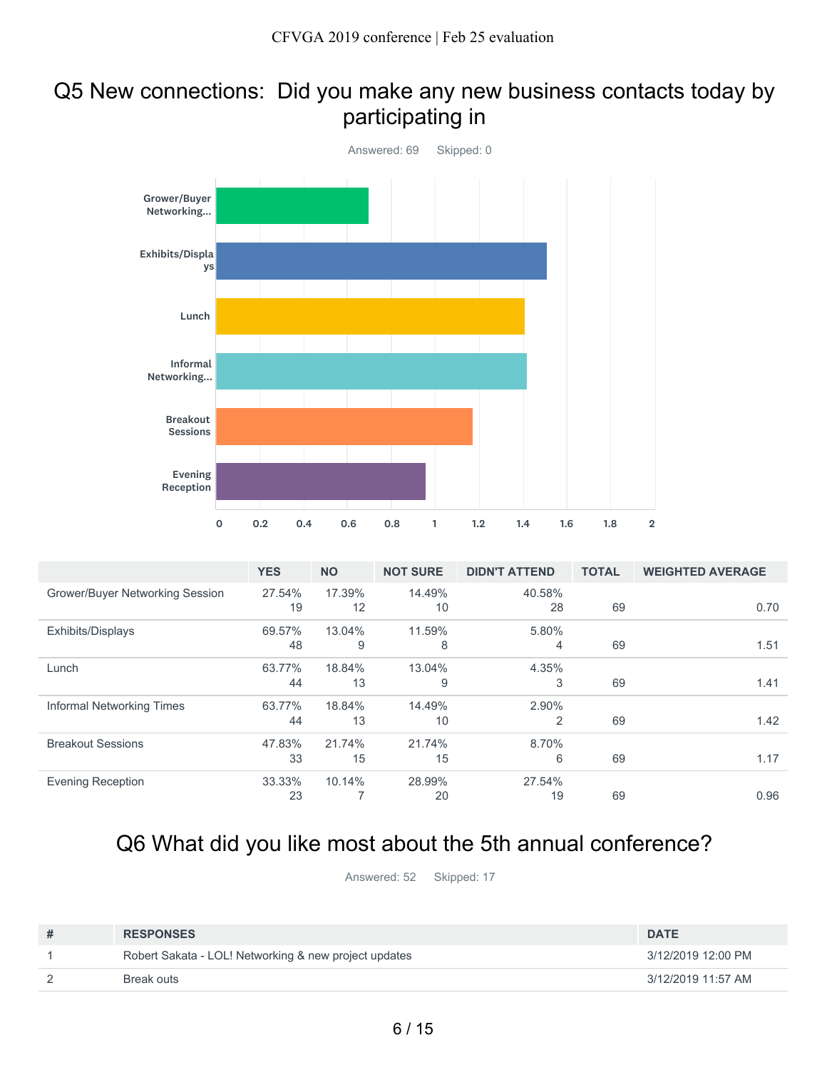# Q5 New connections: Did you make any new business contacts today by participating in

Answered: 69 Skipped: 0

| | YES | NO | NOT SURE | DIDN'T ATTEND | TOTAL | WEIGHTED AVERAGE |
|---|---|---|---|---|---|---|
| Grower/Buyer Networking Session | 27.54% 19 | 17.39% 12 | 14.49% 10 | 40.58% 28 | 69 | 0.70 |
| Exhibits/Displays | 69.57% 48 | 13.04% 9 | 11.59% 8 | 5.80% 4 | 69 | 1.51 |
| Lunch | 63.77% 44 | 18.84% 13 | 13.04% 9 | 4.35% 3 | 69 | 1.41 |
| Informal Networking Times | 63.77% 44 | 18.84% 13 | 14.49% 10 | 2.90% 2 | 69 | 1.42 |
| Breakout Sessions | 47.83% 33 | 21.74% 15 | 21.74% 15 | 8.70% 6 | 69 | 1.17 |
| Evening Reception | 33.33% 23 | 10.14% 7 | 28.99% 20 | 27.54% 19 | 69 | 0.96 |

# Q6 What did you like most about the 5th annual conference?

Answered: 52 Skipped: 17

| # | RESPONSES | DATE |
|---|---|---|
| 1 | Robert Sakata - LOL! Networking & new project updates | 3/12/2019 12:00 PM |
| 2 | Break outs | 3/12/2019 11:57 AM |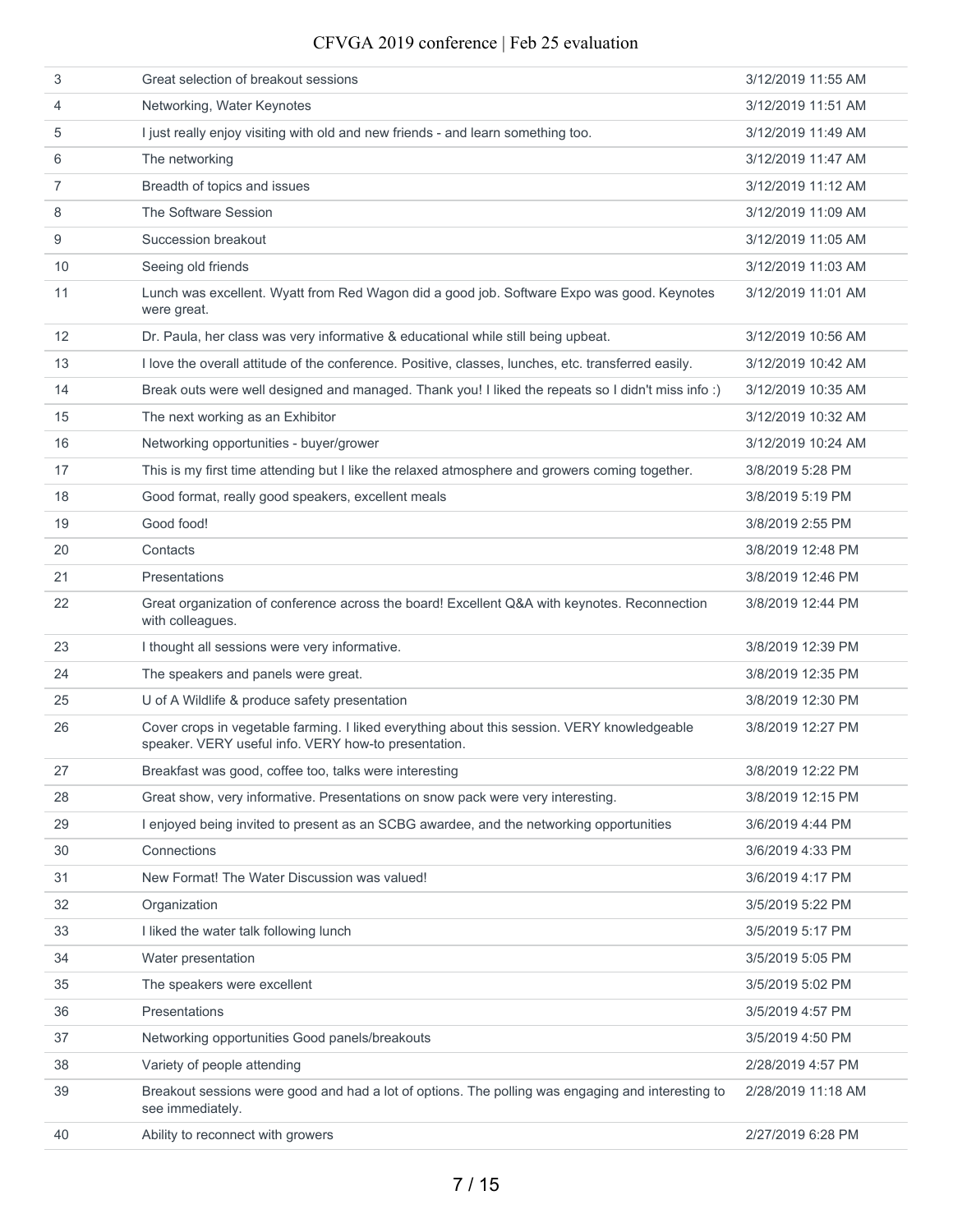| | | |
|---|---|---|
| 3 | Great selection of breakout sessions | 3/12/2019 11:55 AM |
| 4 | Networking, Water Keynotes | 3/12/2019 11:51 AM |
| 5 | I just really enjoy visiting with old and new friends - and learn something too. | 3/12/2019 11:49 AM |
| 6 | The networking | 3/12/2019 11:47 AM |
| 7 | Breadth of topics and issues | 3/12/2019 11:12 AM |
| 8 | The Software Session | 3/12/2019 11:09 AM |
| 9 | Succession breakout | 3/12/2019 11:05 AM |
| 10 | Seeing old friends | 3/12/2019 11:03 AM |
| 11 | Lunch was excellent. Wyatt from Red Wagon did a good job. Software Expo was good. Keynotes were great. | 3/12/2019 11:01 AM |
| 12 | Dr. Paula, her class was very informative & educational while still being upbeat. | 3/12/2019 10:56 AM |
| 13 | I love the overall attitude of the conference. Positive, classes, lunches, etc. transferred easily. | 3/12/2019 10:42 AM |
| 14 | Break outs were well designed and managed. Thank you! I liked the repeats so I didn't miss info :) | 3/12/2019 10:35 AM |
| 15 | The next working as an Exhibitor | 3/12/2019 10:32 AM |
| 16 | Networking opportunities - buyer/grower | 3/12/2019 10:24 AM |
| 17 | This is my first time attending but I like the relaxed atmosphere and growers coming together. | 3/8/2019 5:28 PM |
| 18 | Good format, really good speakers, excellent meals | 3/8/2019 5:19 PM |
| 19 | Good food! | 3/8/2019 2:55 PM |
| 20 | Contacts | 3/8/2019 12:48 PM |
| 21 | Presentations | 3/8/2019 12:46 PM |
| 22 | Great organization of conference across the board! Excellent Q&A with keynotes. Reconnection with colleagues. | 3/8/2019 12:44 PM |
| 23 | I thought all sessions were very informative. | 3/8/2019 12:39 PM |
| 24 | The speakers and panels were great. | 3/8/2019 12:35 PM |
| 25 | U of A Wildlife & produce safety presentation | 3/8/2019 12:30 PM |
| 26 | Cover crops in vegetable farming. I liked everything about this session. VERY knowledgeable speaker. VERY useful info. VERY how-to presentation. | 3/8/2019 12:27 PM |
| 27 | Breakfast was good, coffee too, talks were interesting | 3/8/2019 12:22 PM |
| 28 | Great show, very informative. Presentations on snow pack were very interesting. | 3/8/2019 12:15 PM |
| 29 | I enjoyed being invited to present as an SCBG awardee, and the networking opportunities | 3/6/2019 4:44 PM |
| 30 | Connections | 3/6/2019 4:33 PM |
| 31 | New Format! The Water Discussion was valued! | 3/6/2019 4:17 PM |
| 32 | Organization | 3/5/2019 5:22 PM |
| 33 | I liked the water talk following lunch | 3/5/2019 5:17 PM |
| 34 | Water presentation | 3/5/2019 5:05 PM |
| 35 | The speakers were excellent | 3/5/2019 5:02 PM |
| 36 | Presentations | 3/5/2019 4:57 PM |
| 37 | Networking opportunities Good panels/breakouts | 3/5/2019 4:50 PM |
| 38 | Variety of people attending | 2/28/2019 4:57 PM |
| 39 | Breakout sessions were good and had a lot of options. The polling was engaging and interesting to see immediately. | 2/28/2019 11:18 AM |
| 40 | Ability to reconnect with growers | 2/27/2019 6:28 PM |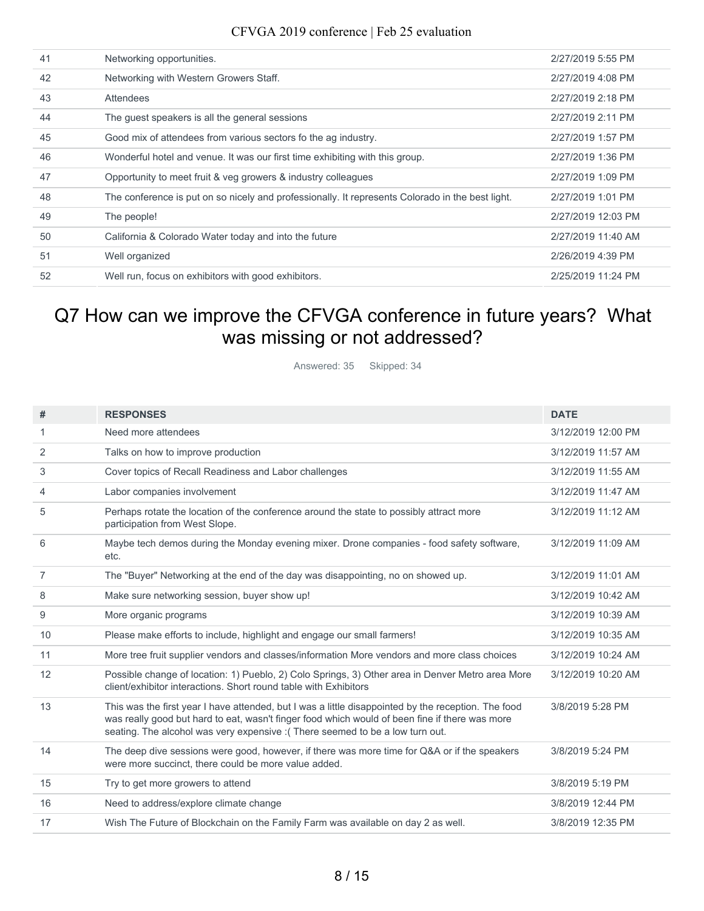| | | |
|---|---|---|
| 41 | Networking opportunities. | 2/27/2019 5:55 PM |
| 42 | Networking with Western Growers Staff. | 2/27/2019 4:08 PM |
| 43 | Attendees | 2/27/2019 2:18 PM |
| 44 | The guest speakers is all the general sessions | 2/27/2019 2:11 PM |
| 45 | Good mix of attendees from various sectors fo the ag industry. | 2/27/2019 1:57 PM |
| 46 | Wonderful hotel and venue. It was our first time exhibiting with this group. | 2/27/2019 1:36 PM |
| 47 | Opportunity to meet fruit & veg growers & industry colleagues | 2/27/2019 1:09 PM |
| 48 | The conference is put on so nicely and professionally. It represents Colorado in the best light. | 2/27/2019 1:01 PM |
| 49 | The people! | 2/27/2019 12:03 PM |
| 50 | California & Colorado Water today and into the future | 2/27/2019 11:40 AM |
| 51 | Well organized | 2/26/2019 4:39 PM |
| 52 | Well run, focus on exhibitors with good exhibitors. | 2/25/2019 11:24 PM |

## Q7 How can we improve the CFVGA conference in future years? What was missing or not addressed?

Answered: 35 Skipped: 34

| # | RESPONSES | DATE |
|---|---|---|
| 1 | Need more attendees | 3/12/2019 12:00 PM |
| 2 | Talks on how to improve production | 3/12/2019 11:57 AM |
| 3 | Cover topics of Recall Readiness and Labor challenges | 3/12/2019 11:55 AM |
| 4 | Labor companies involvement | 3/12/2019 11:47 AM |
| 5 | Perhaps rotate the location of the conference around the state to possibly attract more participation from West Slope. | 3/12/2019 11:12 AM |
| 6 | Maybe tech demos during the Monday evening mixer. Drone companies - food safety software, etc. | 3/12/2019 11:09 AM |
| 7 | The "Buyer" Networking at the end of the day was disappointing, no on showed up. | 3/12/2019 11:01 AM |
| 8 | Make sure networking session, buyer show up! | 3/12/2019 10:42 AM |
| 9 | More organic programs | 3/12/2019 10:39 AM |
| 10 | Please make efforts to include, highlight and engage our small farmers! | 3/12/2019 10:35 AM |
| 11 | More tree fruit supplier vendors and classes/information More vendors and more class choices | 3/12/2019 10:24 AM |
| 12 | Possible change of location: 1) Pueblo, 2) Colo Springs, 3) Other area in Denver Metro area More client/exhibitor interactions. Short round table with Exhibitors | 3/12/2019 10:20 AM |
| 13 | This was the first year I have attended, but I was a little disappointed by the reception. The food was really good but hard to eat, wasn't finger food which would of been fine if there was more seating. The alcohol was very expensive :( There seemed to be a low turn out. | 3/8/2019 5:28 PM |
| 14 | The deep dive sessions were good, however, if there was more time for Q&A or if the speakers were more succinct, there could be more value added. | 3/8/2019 5:24 PM |
| 15 | Try to get more growers to attend | 3/8/2019 5:19 PM |
| 16 | Need to address/explore climate change | 3/8/2019 12:44 PM |
| 17 | Wish The Future of Blockchain on the Family Farm was available on day 2 as well. | 3/8/2019 12:35 PM |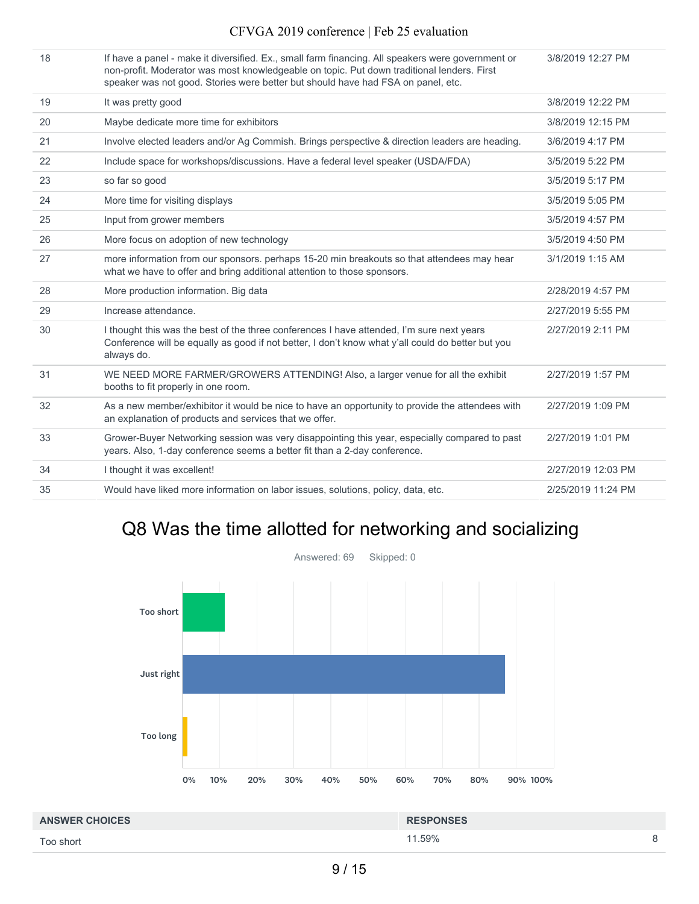| | | |
|---|---|---|
| 18 | If have a panel - make it diversified. Ex., small farm financing. All speakers were government or non-profit. Moderator was most knowledgeable on topic. Put down traditional lenders. First speaker was not good. Stories were better but should have had FSA on panel, etc. | 3/8/2019 12:27 PM |
| 19 | It was pretty good | 3/8/2019 12:22 PM |
| 20 | Maybe dedicate more time for exhibitors | 3/8/2019 12:15 PM |
| 21 | Involve elected leaders and/or Ag Commish. Brings perspective & direction leaders are heading. | 3/6/2019 4:17 PM |
| 22 | Include space for workshops/discussions. Have a federal level speaker (USDA/FDA) | 3/5/2019 5:22 PM |
| 23 | so far so good | 3/5/2019 5:17 PM |
| 24 | More time for visiting displays | 3/5/2019 5:05 PM |
| 25 | Input from grower members | 3/5/2019 4:57 PM |
| 26 | More focus on adoption of new technology | 3/5/2019 4:50 PM |
| 27 | more information from our sponsors. perhaps 15-20 min breakouts so that attendees may hear what we have to offer and bring additional attention to those sponsors. | 3/1/2019 1:15 AM |
| 28 | More production information. Big data | 2/28/2019 4:57 PM |
| 29 | Increase attendance. | 2/27/2019 5:55 PM |
| 30 | I thought this was the best of the three conferences I have attended, I'm sure next years Conference will be equally as good if not better, I don't know what y'all could do better but you always do. | 2/27/2019 2:11 PM |
| 31 | WE NEED MORE FARMER/GROWERS ATTENDING! Also, a larger venue for all the exhibit booths to fit properly in one room. | 2/27/2019 1:57 PM |
| 32 | As a new member/exhibitor it would be nice to have an opportunity to provide the attendees with an explanation of products and services that we offer. | 2/27/2019 1:09 PM |
| 33 | Grower-Buyer Networking session was very disappointing this year, especially compared to past years. Also, 1-day conference seems a better fit than a 2-day conference. | 2/27/2019 1:01 PM |
| 34 | I thought it was excellent! | 2/27/2019 12:03 PM |
| 35 | Would have liked more information on labor issues, solutions, policy, data, etc. | 2/25/2019 11:24 PM |

## Q8 Was the time allotted for networking and socializing

Answered: 69 Skipped: 0

| ANSWER CHOICES | RESPONSES | |
|---|---|---|
| Too short | 11.59% | 8 |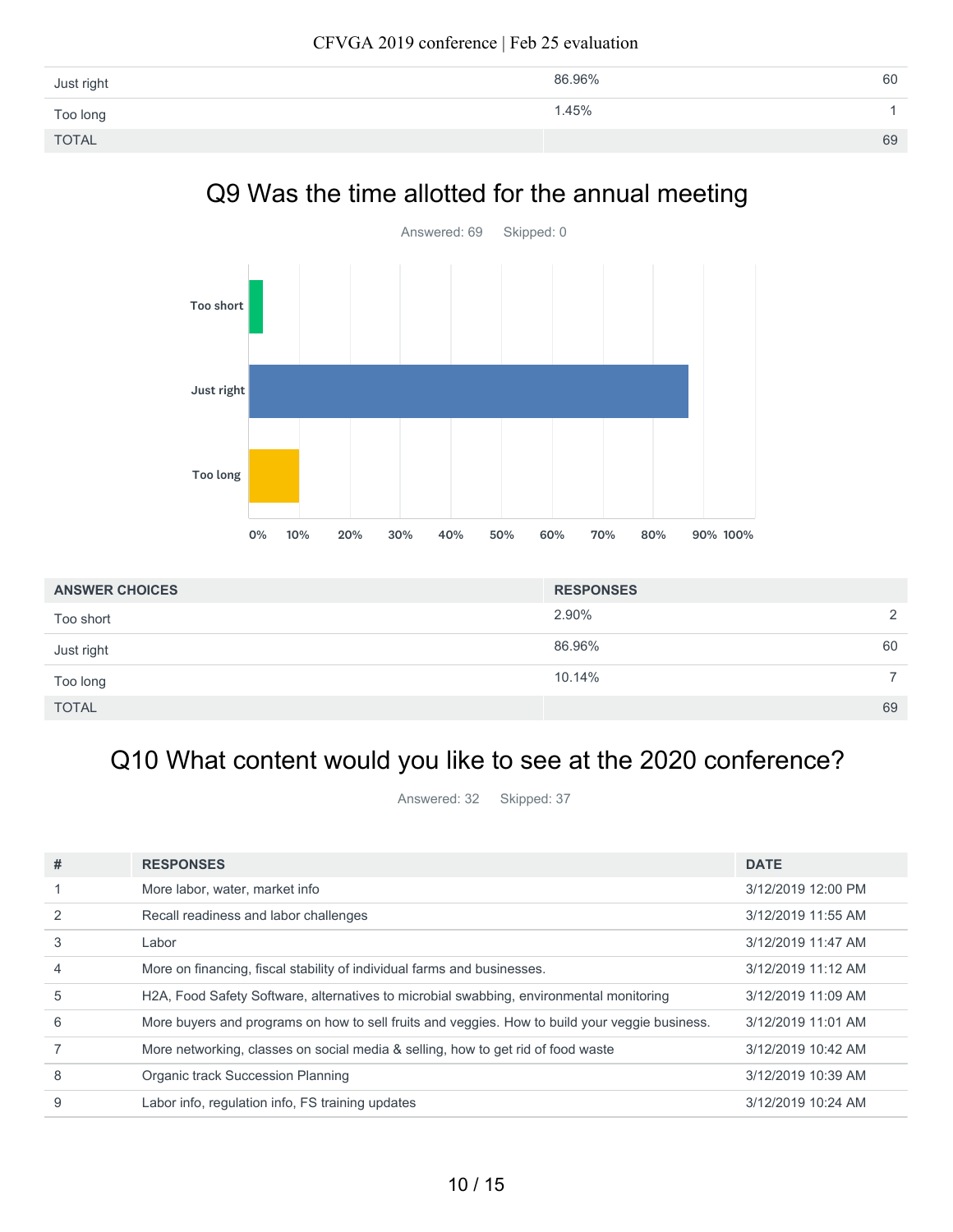| | | |
|---|---|---|
| Just right | 86.96% | 60 |
| Too long | 1.45% | 1 |
| TOTAL | | 69 |

## Q9 Was the time allotted for the annual meeting

Answered: 69 Skipped: 0

| ANSWER CHOICES | RESPONSES | |
|---|---|---|
| Too short | 2.90% | 2 |
| Just right | 86.96% | 60 |
| Too long | 10.14% | 7 |
| TOTAL | | 69 |

## Q10 What content would you like to see at the 2020 conference?

Answered: 32 Skipped: 37

| # | RESPONSES | DATE |
|---|---|---|
| 1 | More labor, water, market info | 3/12/2019 12:00 PM |
| 2 | Recall readiness and labor challenges | 3/12/2019 11:55 AM |
| 3 | Labor | 3/12/2019 11:47 AM |
| 4 | More on financing, fiscal stability of individual farms and businesses. | 3/12/2019 11:12 AM |
| 5 | H2A, Food Safety Software, alternatives to microbial swabbing, environmental monitoring | 3/12/2019 11:09 AM |
| 6 | More buyers and programs on how to sell fruits and veggies. How to build your veggie business. | 3/12/2019 11:01 AM |
| 7 | More networking, classes on social media & selling, how to get rid of food waste | 3/12/2019 10:42 AM |
| 8 | Organic track Succession Planning | 3/12/2019 10:39 AM |
| 9 | Labor info, regulation info, FS training updates | 3/12/2019 10:24 AM |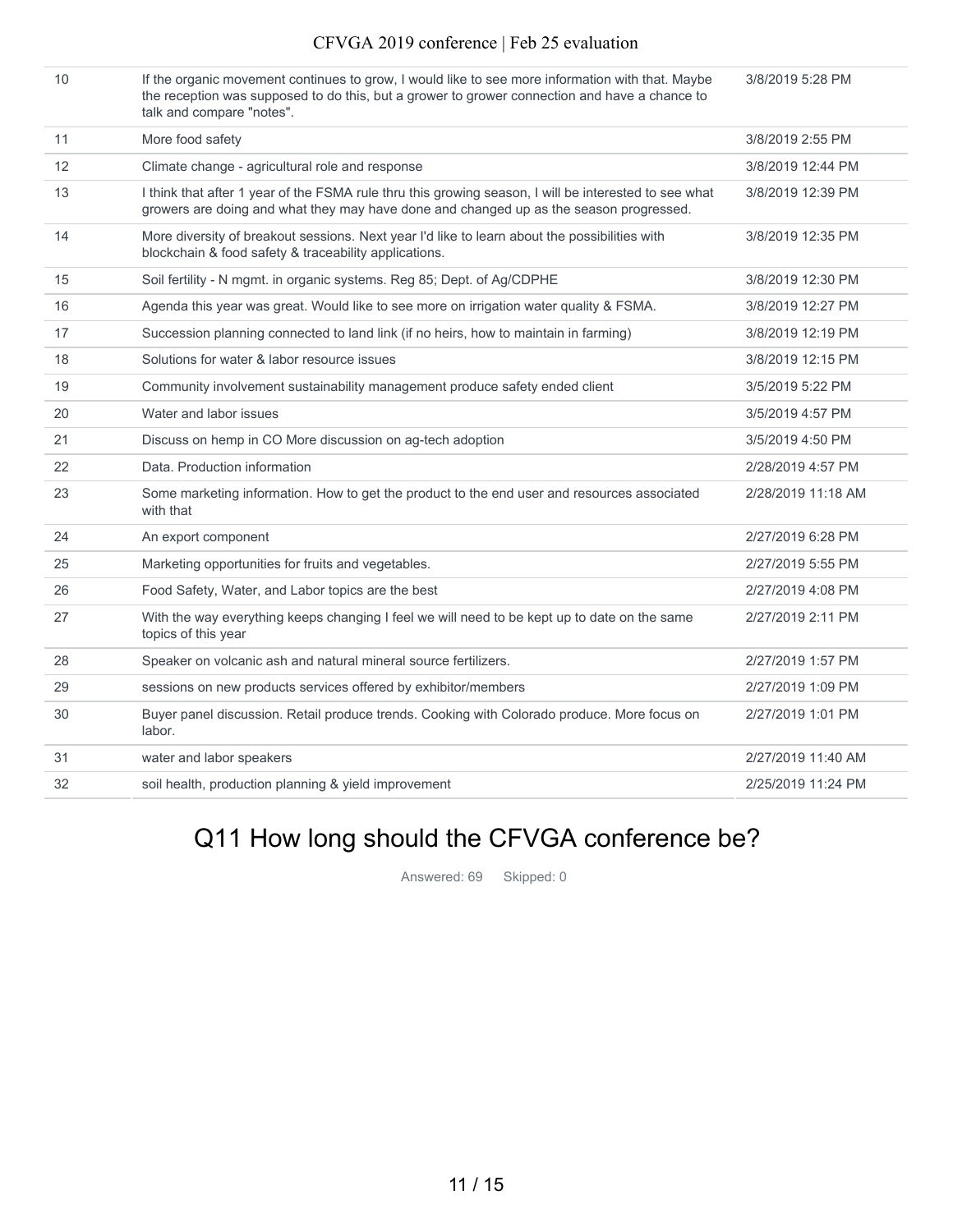| | | |
|---|---|---|
| 10 | If the organic movement continues to grow, I would like to see more information with that. Maybe the reception was supposed to do this, but a grower to grower connection and have a chance to talk and compare "notes". | 3/8/2019 5:28 PM |
| 11 | More food safety | 3/8/2019 2:55 PM |
| 12 | Climate change - agricultural role and response | 3/8/2019 12:44 PM |
| 13 | I think that after 1 year of the FSMA rule thru this growing season, I will be interested to see what growers are doing and what they may have done and changed up as the season progressed. | 3/8/2019 12:39 PM |
| 14 | More diversity of breakout sessions. Next year I'd like to learn about the possibilities with blockchain & food safety & traceability applications. | 3/8/2019 12:35 PM |
| 15 | Soil fertility - N mgmt. in organic systems. Reg 85; Dept. of Ag/CDPHE | 3/8/2019 12:30 PM |
| 16 | Agenda this year was great. Would like to see more on irrigation water quality & FSMA. | 3/8/2019 12:27 PM |
| 17 | Succession planning connected to land link (if no heirs, how to maintain in farming) | 3/8/2019 12:19 PM |
| 18 | Solutions for water & labor resource issues | 3/8/2019 12:15 PM |
| 19 | Community involvement sustainability management produce safety ended client | 3/5/2019 5:22 PM |
| 20 | Water and labor issues | 3/5/2019 4:57 PM |
| 21 | Discuss on hemp in CO More discussion on ag-tech adoption | 3/5/2019 4:50 PM |
| 22 | Data. Production information | 2/28/2019 4:57 PM |
| 23 | Some marketing information. How to get the product to the end user and resources associated with that | 2/28/2019 11:18 AM |
| 24 | An export component | 2/27/2019 6:28 PM |
| 25 | Marketing opportunities for fruits and vegetables. | 2/27/2019 5:55 PM |
| 26 | Food Safety, Water, and Labor topics are the best | 2/27/2019 4:08 PM |
| 27 | With the way everything keeps changing I feel we will need to be kept up to date on the same topics of this year | 2/27/2019 2:11 PM |
| 28 | Speaker on volcanic ash and natural mineral source fertilizers. | 2/27/2019 1:57 PM |
| 29 | sessions on new products services offered by exhibitor/members | 2/27/2019 1:09 PM |
| 30 | Buyer panel discussion. Retail produce trends. Cooking with Colorado produce. More focus on labor. | 2/27/2019 1:01 PM |
| 31 | water and labor speakers | 2/27/2019 11:40 AM |
| 32 | soil health, production planning & yield improvement | 2/25/2019 11:24 PM |

## Q11 How long should the CFVGA conference be?

Answered: 69 Skipped: 0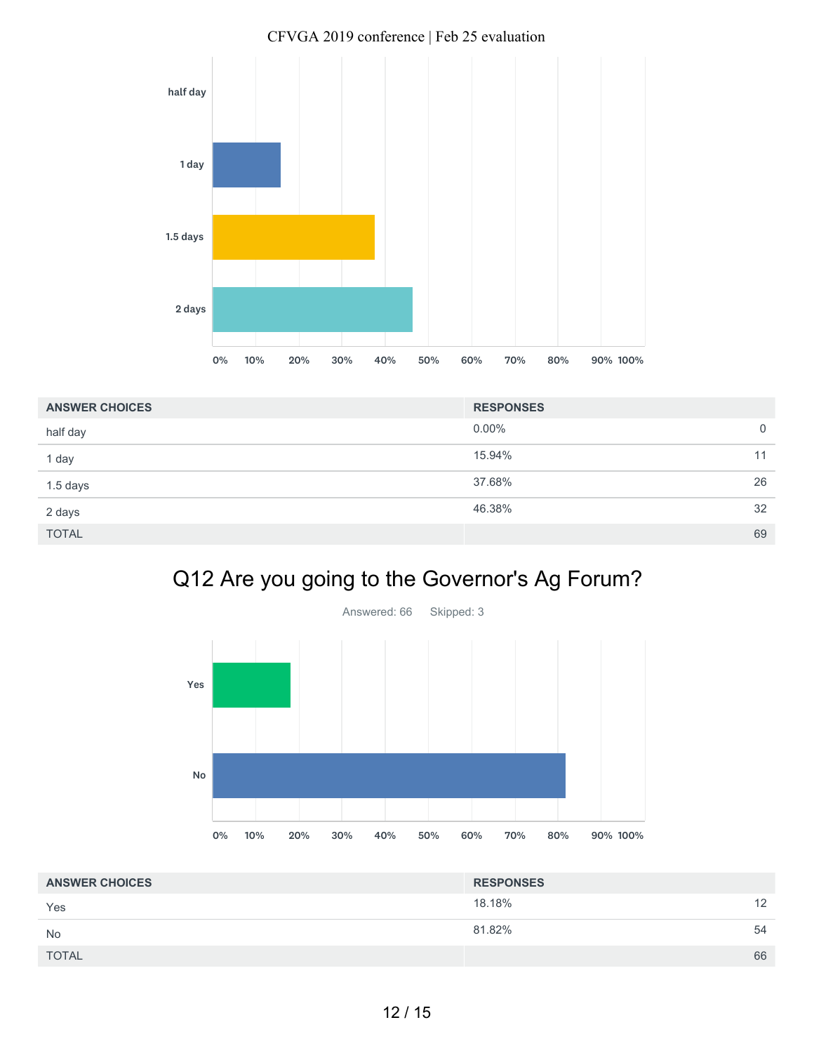| ANSWER CHOICES | RESPONSES | |
|---|---|---|
| half day | 0.00% | 0 |
| 1 day | 15.94% | 11 |
| 1.5 days | 37.68% | 26 |
| 2 days | 46.38% | 32 |
| TOTAL | | 69 |

## Q12 Are you going to the Governor's Ag Forum?

Answered: 66 Skipped: 3

| ANSWER CHOICES | RESPONSES | |
|---|---|---|
| Yes | 18.18% | 12 |
| No | 81.82% | 54 |
| TOTAL | | 66 |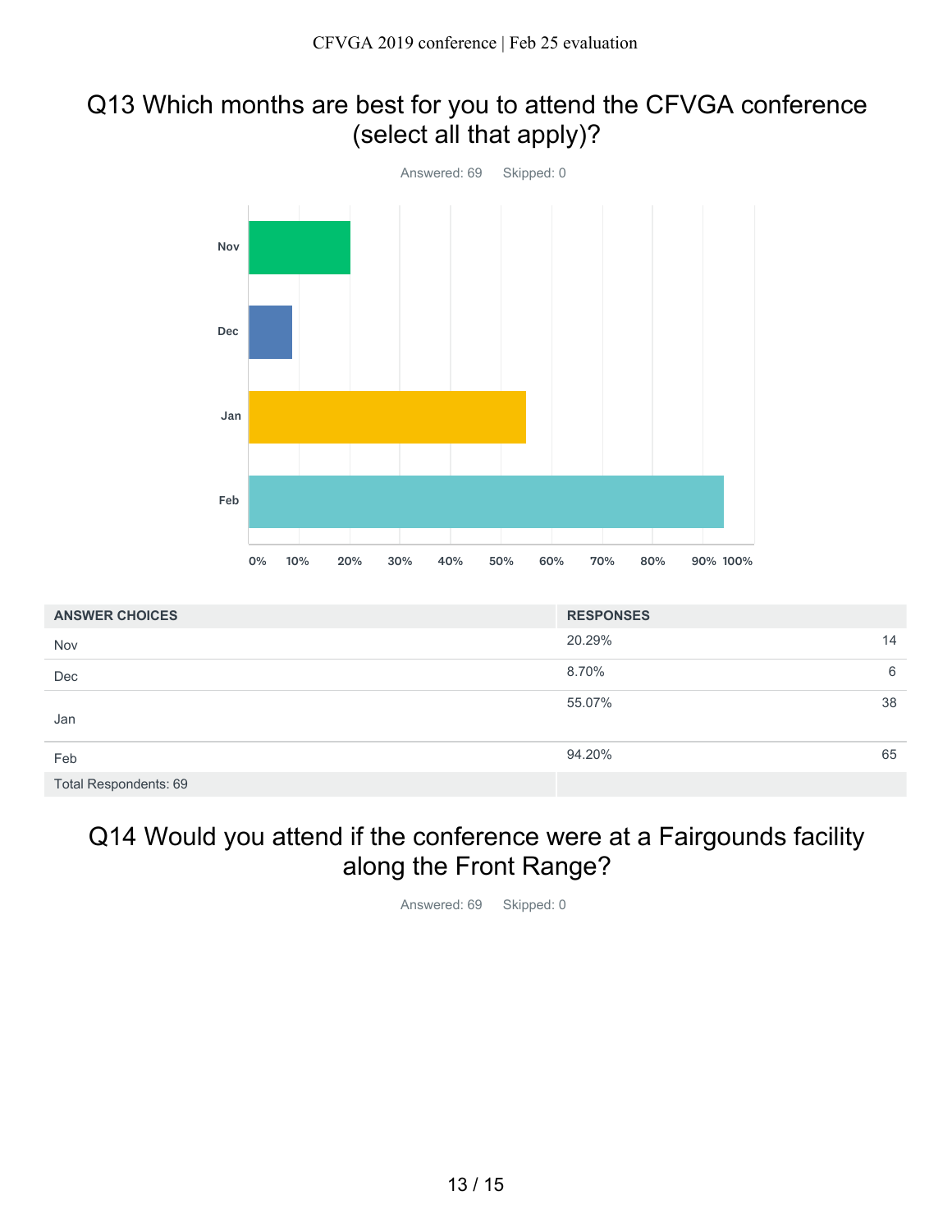## Q13 Which months are best for you to attend the CFVGA conference (select all that apply)?

Answered: 69 Skipped: 0

| ANSWER CHOICES | RESPONSES | |
| --- | --- | --- |
| Nov | 20.29% | 14 |
| Dec | 8.70% | 6 |
| Jan | 55.07% | 38 |
| Feb | 94.20% | 65 |
| Total Respondents: 69 | | |

## Q14 Would you attend if the conference were at a Fairgounds facility along the Front Range?

Answered: 69 Skipped: 0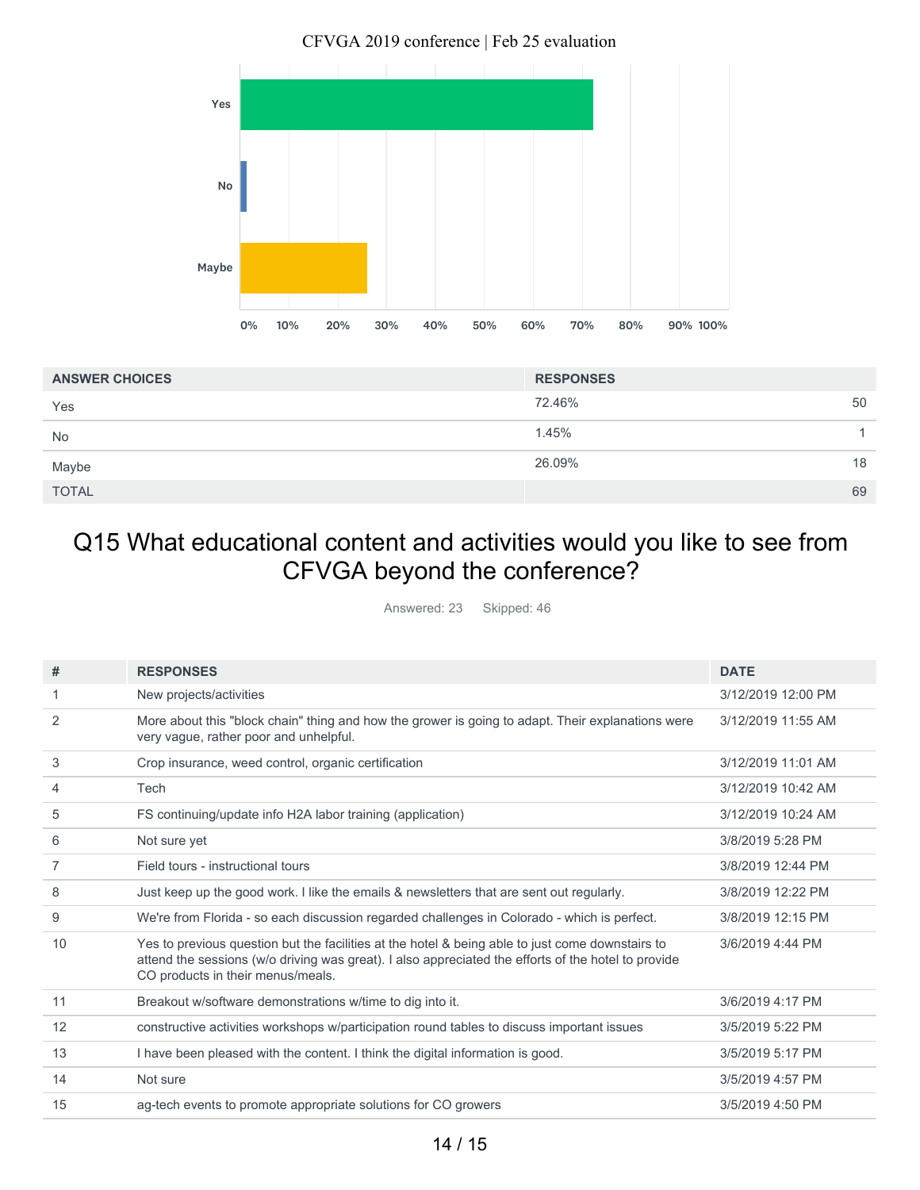| ANSWER CHOICES | RESPONSES | |
|---|---|---|
| Yes | 72.46% | 50 |
| No | 1.45% | 1 |
| Maybe | 26.09% | 18 |
| TOTAL | | 69 |

## Q15 What educational content and activities would you like to see from CFVGA beyond the conference?

Answered: 23 Skipped: 46

| # | RESPONSES | DATE |
|---|---|---|
| 1 | New projects/activities | 3/12/2019 12:00 PM |
| 2 | More about this "block chain" thing and how the grower is going to adapt. Their explanations were very vague, rather poor and unhelpful. | 3/12/2019 11:55 AM |
| 3 | Crop insurance, weed control, organic certification | 3/12/2019 11:01 AM |
| 4 | Tech | 3/12/2019 10:42 AM |
| 5 | FS continuing/update info H2A labor training (application) | 3/12/2019 10:24 AM |
| 6 | Not sure yet | 3/8/2019 5:28 PM |
| 7 | Field tours - instructional tours | 3/8/2019 12:44 PM |
| 8 | Just keep up the good work. I like the emails & newsletters that are sent out regularly. | 3/8/2019 12:22 PM |
| 9 | We're from Florida - so each discussion regarded challenges in Colorado - which is perfect. | 3/8/2019 12:15 PM |
| 10 | Yes to previous question but the facilities at the hotel & being able to just come downstairs to attend the sessions (w/o driving was great). I also appreciated the efforts of the hotel to provide CO products in their menus/meals. | 3/6/2019 4:44 PM |
| 11 | Breakout w/software demonstrations w/time to dig into it. | 3/6/2019 4:17 PM |
| 12 | constructive activities workshops w/participation round tables to discuss important issues | 3/5/2019 5:22 PM |
| 13 | I have been pleased with the content. I think the digital information is good. | 3/5/2019 5:17 PM |
| 14 | Not sure | 3/5/2019 4:57 PM |
| 15 | ag-tech events to promote appropriate solutions for CO growers | 3/5/2019 4:50 PM |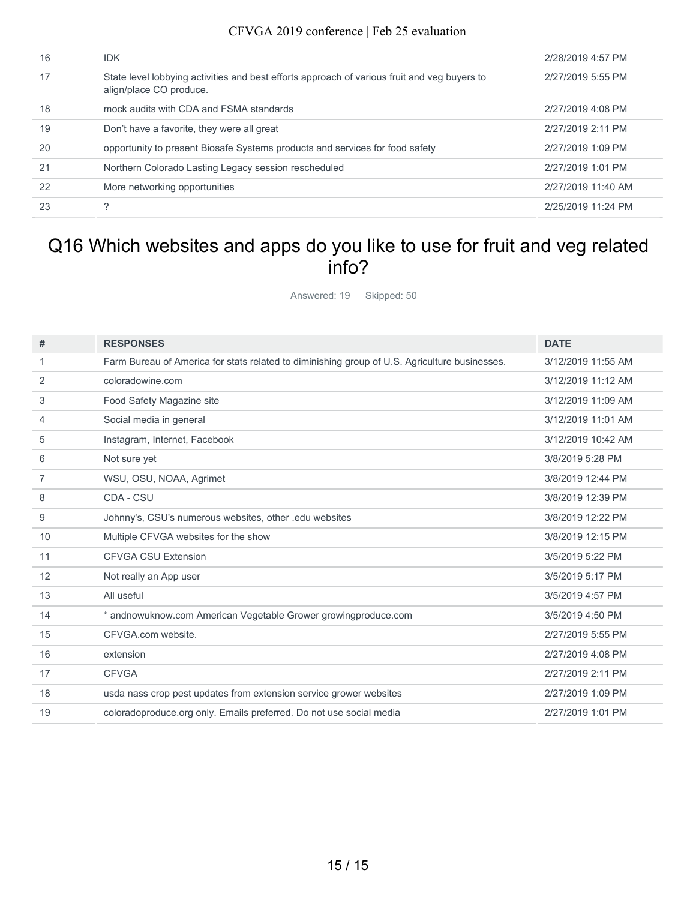| | | |
|---|---|---|
| 16 | IDK | 2/28/2019 4:57 PM |
| 17 | State level lobbying activities and best efforts approach of various fruit and veg buyers to align/place CO produce. | 2/27/2019 5:55 PM |
| 18 | mock audits with CDA and FSMA standards | 2/27/2019 4:08 PM |
| 19 | Don't have a favorite, they were all great | 2/27/2019 2:11 PM |
| 20 | opportunity to present Biosafe Systems products and services for food safety | 2/27/2019 1:09 PM |
| 21 | Northern Colorado Lasting Legacy session rescheduled | 2/27/2019 1:01 PM |
| 22 | More networking opportunities | 2/27/2019 11:40 AM |
| 23 | ? | 2/25/2019 11:24 PM |

## Q16 Which websites and apps do you like to use for fruit and veg related info?

Answered: 19 Skipped: 50

| # | RESPONSES | DATE |
|---|---|---|
| 1 | Farm Bureau of America for stats related to diminishing group of U.S. Agriculture businesses. | 3/12/2019 11:55 AM |
| 2 | coloradowine.com | 3/12/2019 11:12 AM |
| 3 | Food Safety Magazine site | 3/12/2019 11:09 AM |
| 4 | Social media in general | 3/12/2019 11:01 AM |
| 5 | Instagram, Internet, Facebook | 3/12/2019 10:42 AM |
| 6 | Not sure yet | 3/8/2019 5:28 PM |
| 7 | WSU, OSU, NOAA, Agrimet | 3/8/2019 12:44 PM |
| 8 | CDA - CSU | 3/8/2019 12:39 PM |
| 9 | Johnny's, CSU's numerous websites, other .edu websites | 3/8/2019 12:22 PM |
| 10 | Multiple CFVGA websites for the show | 3/8/2019 12:15 PM |
| 11 | CFVGA CSU Extension | 3/5/2019 5:22 PM |
| 12 | Not really an App user | 3/5/2019 5:17 PM |
| 13 | All useful | 3/5/2019 4:57 PM |
| 14 | * andnowuknow.com American Vegetable Grower growingproduce.com | 3/5/2019 4:50 PM |
| 15 | CFVGA.com website. | 2/27/2019 5:55 PM |
| 16 | extension | 2/27/2019 4:08 PM |
| 17 | CFVGA | 2/27/2019 2:11 PM |
| 18 | usda nass crop pest updates from extension service grower websites | 2/27/2019 1:09 PM |
| 19 | coloradoproduce.org only. Emails preferred. Do not use social media | 2/27/2019 1:01 PM |